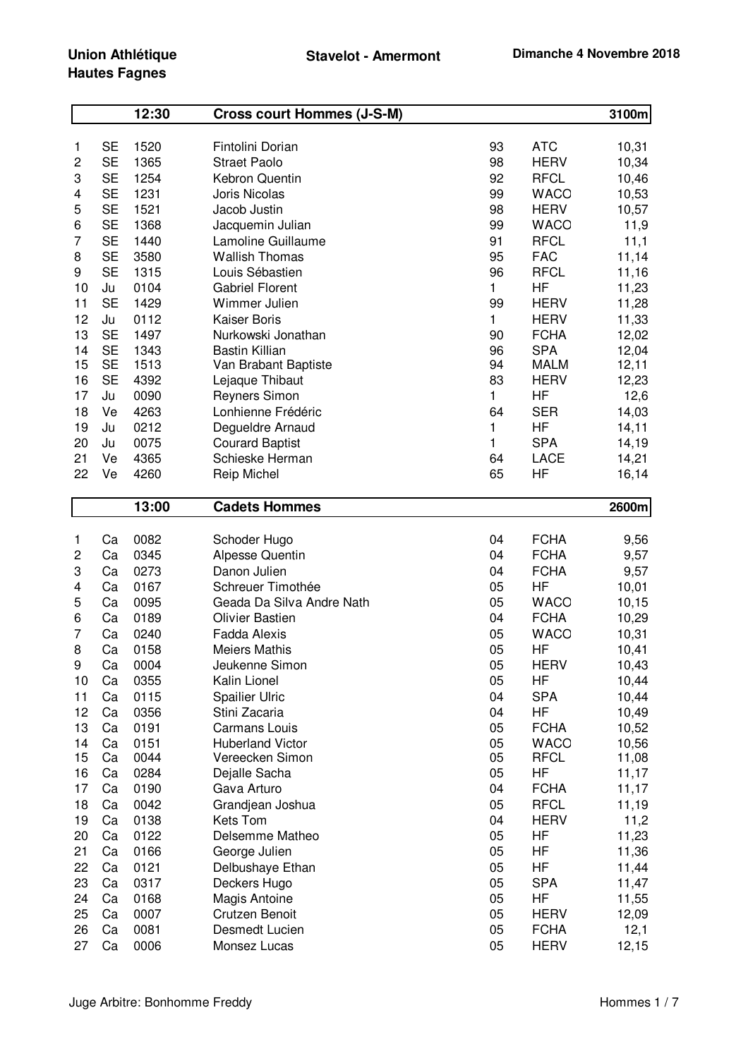**Union Athlétique Hautes Fagnes**

**Stavelot - Amermont**

**Dimanche 4 Novembre 2018**

| | | 12:30 | Cross court Hommes (J-S-M) | | | 3100m |
|---|---|---|---|---|---|---|
| 1 | SE | 1520 | Fintolini Dorian | 93 | ATC | 10,31 |
| 2 | SE | 1365 | Straet Paolo | 98 | HERV | 10,34 |
| 3 | SE | 1254 | Kebron Quentin | 92 | RFCL | 10,46 |
| 4 | SE | 1231 | Joris Nicolas | 99 | WACO | 10,53 |
| 5 | SE | 1521 | Jacob Justin | 98 | HERV | 10,57 |
| 6 | SE | 1368 | Jacquemin Julian | 99 | WACO | 11,9 |
| 7 | SE | 1440 | Lamoline Guillaume | 91 | RFCL | 11,1 |
| 8 | SE | 3580 | Wallish Thomas | 95 | FAC | 11,14 |
| 9 | SE | 1315 | Louis Sébastien | 96 | RFCL | 11,16 |
| 10 | Ju | 0104 | Gabriel Florent | 1 | HF | 11,23 |
| 11 | SE | 1429 | Wimmer Julien | 99 | HERV | 11,28 |
| 12 | Ju | 0112 | Kaiser Boris | 1 | HERV | 11,33 |
| 13 | SE | 1497 | Nurkowski Jonathan | 90 | FCHA | 12,02 |
| 14 | SE | 1343 | Bastin Killian | 96 | SPA | 12,04 |
| 15 | SE | 1513 | Van Brabant Baptiste | 94 | MALM | 12,11 |
| 16 | SE | 4392 | Lejaque Thibaut | 83 | HERV | 12,23 |
| 17 | Ju | 0090 | Reyners Simon | 1 | HF | 12,6 |
| 18 | Ve | 4263 | Lonhienne Frédéric | 64 | SER | 14,03 |
| 19 | Ju | 0212 | Degueldre Arnaud | 1 | HF | 14,11 |
| 20 | Ju | 0075 | Courard Baptist | 1 | SPA | 14,19 |
| 21 | Ve | 4365 | Schieske Herman | 64 | LACE | 14,21 |
| 22 | Ve | 4260 | Reip Michel | 65 | HF | 16,14 |

| | | 13:00 | Cadets Hommes | | | 2600m |
|---|---|---|---|---|---|---|
| 1 | Ca | 0082 | Schoder Hugo | 04 | FCHA | 9,56 |
| 2 | Ca | 0345 | Alpesse Quentin | 04 | FCHA | 9,57 |
| 3 | Ca | 0273 | Danon Julien | 04 | FCHA | 9,57 |
| 4 | Ca | 0167 | Schreuer Timothée | 05 | HF | 10,01 |
| 5 | Ca | 0095 | Geada Da Silva Andre Nath | 05 | WACO | 10,15 |
| 6 | Ca | 0189 | Olivier Bastien | 04 | FCHA | 10,29 |
| 7 | Ca | 0240 | Fadda Alexis | 05 | WACO | 10,31 |
| 8 | Ca | 0158 | Meiers Mathis | 05 | HF | 10,41 |
| 9 | Ca | 0004 | Jeukenne Simon | 05 | HERV | 10,43 |
| 10 | Ca | 0355 | Kalin Lionel | 05 | HF | 10,44 |
| 11 | Ca | 0115 | Spailier Ulric | 04 | SPA | 10,44 |
| 12 | Ca | 0356 | Stini Zacaria | 04 | HF | 10,49 |
| 13 | Ca | 0191 | Carmans Louis | 05 | FCHA | 10,52 |
| 14 | Ca | 0151 | Huberland Victor | 05 | WACO | 10,56 |
| 15 | Ca | 0044 | Vereecken Simon | 05 | RFCL | 11,08 |
| 16 | Ca | 0284 | Dejalle Sacha | 05 | HF | 11,17 |
| 17 | Ca | 0190 | Gava Arturo | 04 | FCHA | 11,17 |
| 18 | Ca | 0042 | Grandjean Joshua | 05 | RFCL | 11,19 |
| 19 | Ca | 0138 | Kets Tom | 04 | HERV | 11,2 |
| 20 | Ca | 0122 | Delsemme Matheo | 05 | HF | 11,23 |
| 21 | Ca | 0166 | George Julien | 05 | HF | 11,36 |
| 22 | Ca | 0121 | Delbushaye Ethan | 05 | HF | 11,44 |
| 23 | Ca | 0317 | Deckers Hugo | 05 | SPA | 11,47 |
| 24 | Ca | 0168 | Magis Antoine | 05 | HF | 11,55 |
| 25 | Ca | 0007 | Crutzen Benoit | 05 | HERV | 12,09 |
| 26 | Ca | 0081 | Desmedt Lucien | 05 | FCHA | 12,1 |
| 27 | Ca | 0006 | Monsez Lucas | 05 | HERV | 12,15 |

Juge Arbitre: Bonhomme Freddy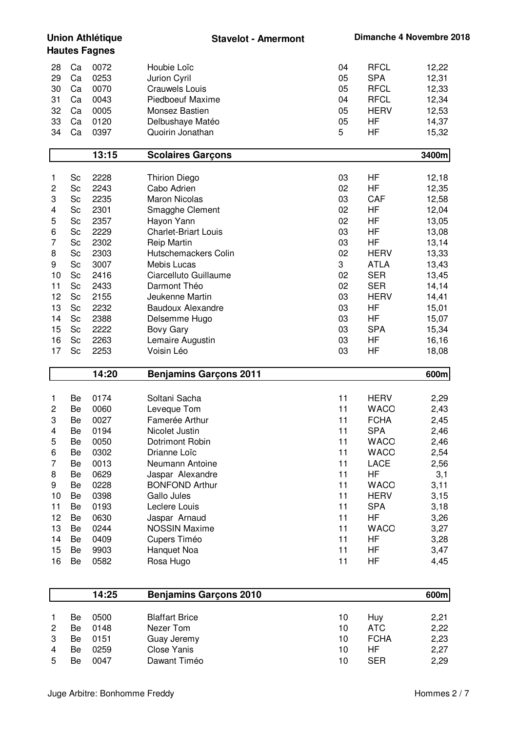| | | | | | | |
|---|---|---|---|---|---|---|
| 28 | Ca | 0072 | Houbie Loïc | 04 | RFCL | 12,22 |
| 29 | Ca | 0253 | Jurion Cyril | 05 | SPA | 12,31 |
| 30 | Ca | 0070 | Crauwels Louis | 05 | RFCL | 12,33 |
| 31 | Ca | 0043 | Piedboeuf Maxime | 04 | RFCL | 12,34 |
| 32 | Ca | 0005 | Monsez Bastien | 05 | HERV | 12,53 |
| 33 | Ca | 0120 | Delbushaye Matéo | 05 | HF | 14,37 |
| 34 | Ca | 0397 | Quoirin Jonathan | 5 | HF | 15,32 |

## 13:15 Scolaires Garçons — 3400m

| | | | | | | |
|---|---|---|---|---|---|---|
| 1 | Sc | 2228 | Thirion Diego | 03 | HF | 12,18 |
| 2 | Sc | 2243 | Cabo Adrien | 02 | HF | 12,35 |
| 3 | Sc | 2235 | Maron Nicolas | 03 | CAF | 12,58 |
| 4 | Sc | 2301 | Smagghe Clement | 02 | HF | 12,04 |
| 5 | Sc | 2357 | Hayon Yann | 02 | HF | 13,05 |
| 6 | Sc | 2229 | Charlet-Briart Louis | 03 | HF | 13,08 |
| 7 | Sc | 2302 | Reip Martin | 03 | HF | 13,14 |
| 8 | Sc | 2303 | Hutschemackers Colin | 02 | HERV | 13,33 |
| 9 | Sc | 3007 | Mebis Lucas | 3 | ATLA | 13,43 |
| 10 | Sc | 2416 | Ciarcelluto Guillaume | 02 | SER | 13,45 |
| 11 | Sc | 2433 | Darmont Théo | 02 | SER | 14,14 |
| 12 | Sc | 2155 | Jeukenne Martin | 03 | HERV | 14,41 |
| 13 | Sc | 2232 | Baudoux Alexandre | 03 | HF | 15,01 |
| 14 | Sc | 2388 | Delsemme Hugo | 03 | HF | 15,07 |
| 15 | Sc | 2222 | Bovy Gary | 03 | SPA | 15,34 |
| 16 | Sc | 2263 | Lemaire Augustin | 03 | HF | 16,16 |
| 17 | Sc | 2253 | Voisin Léo | 03 | HF | 18,08 |

## 14:20 Benjamins Garçons 2011 — 600m

| | | | | | | |
|---|---|---|---|---|---|---|
| 1 | Be | 0174 | Soltani Sacha | 11 | HERV | 2,29 |
| 2 | Be | 0060 | Leveque Tom | 11 | WACO | 2,43 |
| 3 | Be | 0027 | Famerée Arthur | 11 | FCHA | 2,45 |
| 4 | Be | 0194 | Nicolet Justin | 11 | SPA | 2,46 |
| 5 | Be | 0050 | Dotrimont Robin | 11 | WACO | 2,46 |
| 6 | Be | 0302 | Drianne Loïc | 11 | WACO | 2,54 |
| 7 | Be | 0013 | Neumann Antoine | 11 | LACE | 2,56 |
| 8 | Be | 0629 | Jaspar Alexandre | 11 | HF | 3,1 |
| 9 | Be | 0228 | BONFOND Arthur | 11 | WACO | 3,11 |
| 10 | Be | 0398 | Gallo Jules | 11 | HERV | 3,15 |
| 11 | Be | 0193 | Leclere Louis | 11 | SPA | 3,18 |
| 12 | Be | 0630 | Jaspar Arnaud | 11 | HF | 3,26 |
| 13 | Be | 0244 | NOSSIN Maxime | 11 | WACO | 3,27 |
| 14 | Be | 0409 | Cupers Timéo | 11 | HF | 3,28 |
| 15 | Be | 9903 | Hanquet Noa | 11 | HF | 3,47 |
| 16 | Be | 0582 | Rosa Hugo | 11 | HF | 4,45 |

## 14:25 Benjamins Garçons 2010 — 600m

| | | | | | | |
|---|---|---|---|---|---|---|
| 1 | Be | 0500 | Blaffart Brice | 10 | Huy | 2,21 |
| 2 | Be | 0148 | Nezer Tom | 10 | ATC | 2,22 |
| 3 | Be | 0151 | Guay Jeremy | 10 | FCHA | 2,23 |
| 4 | Be | 0259 | Close Yanis | 10 | HF | 2,27 |
| 5 | Be | 0047 | Dawant Timéo | 10 | SER | 2,29 |

Juge Arbitre: Bonhomme Freddy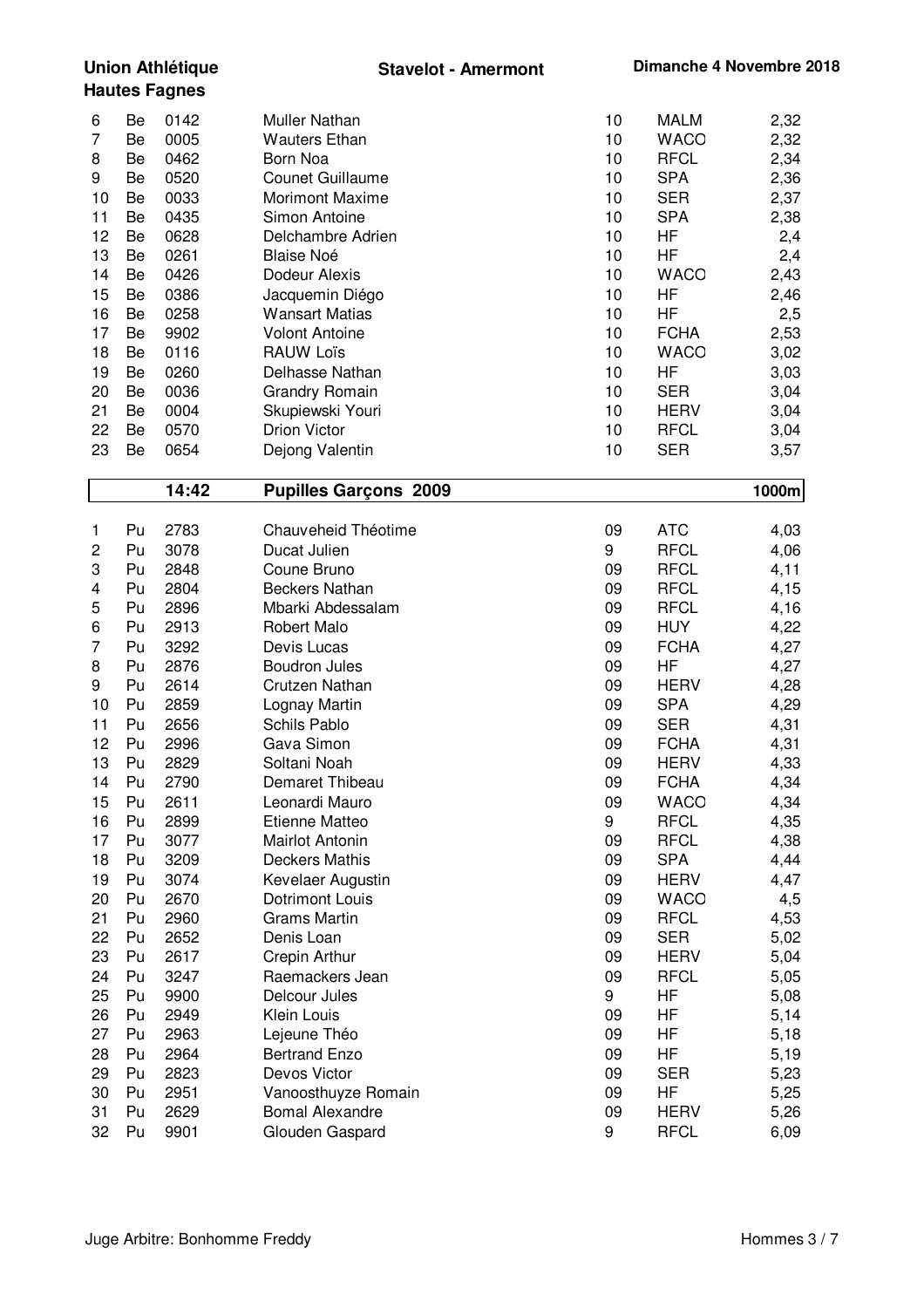**Union Athlétique Hautes Fagnes** — **Stavelot - Amermont** — **Dimanche 4 Novembre 2018**

| | | | | | | |
|---|---|---|---|---|---|---|
| 6 | Be | 0142 | Muller Nathan | 10 | MALM | 2,32 |
| 7 | Be | 0005 | Wauters Ethan | 10 | WACO | 2,32 |
| 8 | Be | 0462 | Born Noa | 10 | RFCL | 2,34 |
| 9 | Be | 0520 | Counet Guillaume | 10 | SPA | 2,36 |
| 10 | Be | 0033 | Morimont Maxime | 10 | SER | 2,37 |
| 11 | Be | 0435 | Simon Antoine | 10 | SPA | 2,38 |
| 12 | Be | 0628 | Delchambre Adrien | 10 | HF | 2,4 |
| 13 | Be | 0261 | Blaise Noé | 10 | HF | 2,4 |
| 14 | Be | 0426 | Dodeur Alexis | 10 | WACO | 2,43 |
| 15 | Be | 0386 | Jacquemin Diégo | 10 | HF | 2,46 |
| 16 | Be | 0258 | Wansart Matias | 10 | HF | 2,5 |
| 17 | Be | 9902 | Volont Antoine | 10 | FCHA | 2,53 |
| 18 | Be | 0116 | RAUW Loïs | 10 | WACO | 3,02 |
| 19 | Be | 0260 | Delhasse Nathan | 10 | HF | 3,03 |
| 20 | Be | 0036 | Grandry Romain | 10 | SER | 3,04 |
| 21 | Be | 0004 | Skupiewski Youri | 10 | HERV | 3,04 |
| 22 | Be | 0570 | Drion Victor | 10 | RFCL | 3,04 |
| 23 | Be | 0654 | Dejong Valentin | 10 | SER | 3,57 |

## 14:42 Pupilles Garçons 2009 — 1000m

| | | | | | | |
|---|---|---|---|---|---|---|
| 1 | Pu | 2783 | Chauveheid Théotime | 09 | ATC | 4,03 |
| 2 | Pu | 3078 | Ducat Julien | 9 | RFCL | 4,06 |
| 3 | Pu | 2848 | Coune Bruno | 09 | RFCL | 4,11 |
| 4 | Pu | 2804 | Beckers Nathan | 09 | RFCL | 4,15 |
| 5 | Pu | 2896 | Mbarki Abdessalam | 09 | RFCL | 4,16 |
| 6 | Pu | 2913 | Robert Malo | 09 | HUY | 4,22 |
| 7 | Pu | 3292 | Devis Lucas | 09 | FCHA | 4,27 |
| 8 | Pu | 2876 | Boudron Jules | 09 | HF | 4,27 |
| 9 | Pu | 2614 | Crutzen Nathan | 09 | HERV | 4,28 |
| 10 | Pu | 2859 | Lognay Martin | 09 | SPA | 4,29 |
| 11 | Pu | 2656 | Schils Pablo | 09 | SER | 4,31 |
| 12 | Pu | 2996 | Gava Simon | 09 | FCHA | 4,31 |
| 13 | Pu | 2829 | Soltani Noah | 09 | HERV | 4,33 |
| 14 | Pu | 2790 | Demaret Thibeau | 09 | FCHA | 4,34 |
| 15 | Pu | 2611 | Leonardi Mauro | 09 | WACO | 4,34 |
| 16 | Pu | 2899 | Etienne Matteo | 9 | RFCL | 4,35 |
| 17 | Pu | 3077 | Mairlot Antonin | 09 | RFCL | 4,38 |
| 18 | Pu | 3209 | Deckers Mathis | 09 | SPA | 4,44 |
| 19 | Pu | 3074 | Kevelaer Augustin | 09 | HERV | 4,47 |
| 20 | Pu | 2670 | Dotrimont Louis | 09 | WACO | 4,5 |
| 21 | Pu | 2960 | Grams Martin | 09 | RFCL | 4,53 |
| 22 | Pu | 2652 | Denis Loan | 09 | SER | 5,02 |
| 23 | Pu | 2617 | Crepin Arthur | 09 | HERV | 5,04 |
| 24 | Pu | 3247 | Raemackers Jean | 09 | RFCL | 5,05 |
| 25 | Pu | 9900 | Delcour Jules | 9 | HF | 5,08 |
| 26 | Pu | 2949 | Klein Louis | 09 | HF | 5,14 |
| 27 | Pu | 2963 | Lejeune Théo | 09 | HF | 5,18 |
| 28 | Pu | 2964 | Bertrand Enzo | 09 | HF | 5,19 |
| 29 | Pu | 2823 | Devos Victor | 09 | SER | 5,23 |
| 30 | Pu | 2951 | Vanoosthuyze Romain | 09 | HF | 5,25 |
| 31 | Pu | 2629 | Bomal Alexandre | 09 | HERV | 5,26 |
| 32 | Pu | 9901 | Glouden Gaspard | 9 | RFCL | 6,09 |

Juge Arbitre: Bonhomme Freddy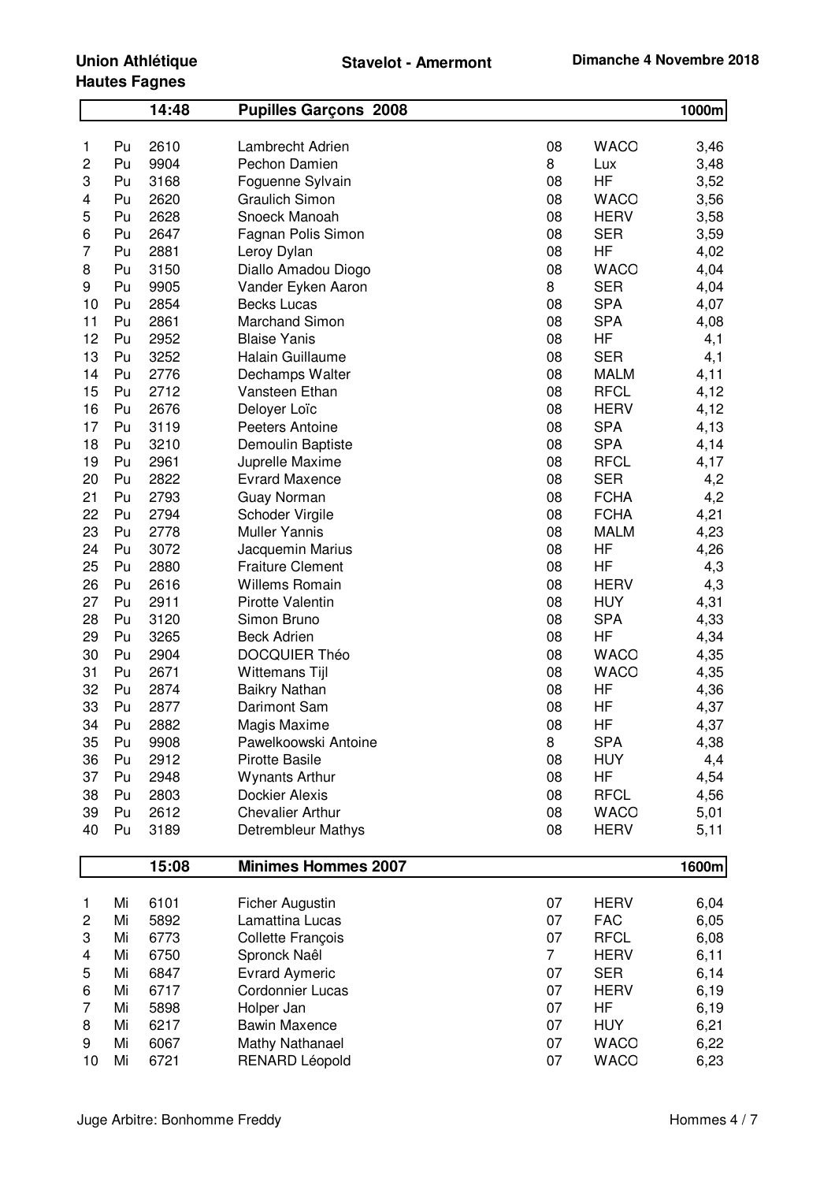**Union Athlétique Hautes Fagnes** | **Stavelot - Amermont** | **Dimanche 4 Novembre 2018**

## 14:48 — Pupilles Garçons 2008 — 1000m

| | | | | | | |
|---|---|---|---|---|---|---|
| 1 | Pu | 2610 | Lambrecht Adrien | 08 | WACO | 3,46 |
| 2 | Pu | 9904 | Pechon Damien | 8 | Lux | 3,48 |
| 3 | Pu | 3168 | Foguenne Sylvain | 08 | HF | 3,52 |
| 4 | Pu | 2620 | Graulich Simon | 08 | WACO | 3,56 |
| 5 | Pu | 2628 | Snoeck Manoah | 08 | HERV | 3,58 |
| 6 | Pu | 2647 | Fagnan Polis Simon | 08 | SER | 3,59 |
| 7 | Pu | 2881 | Leroy Dylan | 08 | HF | 4,02 |
| 8 | Pu | 3150 | Diallo Amadou Diogo | 08 | WACO | 4,04 |
| 9 | Pu | 9905 | Vander Eyken Aaron | 8 | SER | 4,04 |
| 10 | Pu | 2854 | Becks Lucas | 08 | SPA | 4,07 |
| 11 | Pu | 2861 | Marchand Simon | 08 | SPA | 4,08 |
| 12 | Pu | 2952 | Blaise Yanis | 08 | HF | 4,1 |
| 13 | Pu | 3252 | Halain Guillaume | 08 | SER | 4,1 |
| 14 | Pu | 2776 | Dechamps Walter | 08 | MALM | 4,11 |
| 15 | Pu | 2712 | Vansteen Ethan | 08 | RFCL | 4,12 |
| 16 | Pu | 2676 | Deloyer Loïc | 08 | HERV | 4,12 |
| 17 | Pu | 3119 | Peeters Antoine | 08 | SPA | 4,13 |
| 18 | Pu | 3210 | Demoulin Baptiste | 08 | SPA | 4,14 |
| 19 | Pu | 2961 | Juprelle Maxime | 08 | RFCL | 4,17 |
| 20 | Pu | 2822 | Evrard Maxence | 08 | SER | 4,2 |
| 21 | Pu | 2793 | Guay Norman | 08 | FCHA | 4,2 |
| 22 | Pu | 2794 | Schoder Virgile | 08 | FCHA | 4,21 |
| 23 | Pu | 2778 | Muller Yannis | 08 | MALM | 4,23 |
| 24 | Pu | 3072 | Jacquemin Marius | 08 | HF | 4,26 |
| 25 | Pu | 2880 | Fraiture Clement | 08 | HF | 4,3 |
| 26 | Pu | 2616 | Willems Romain | 08 | HERV | 4,3 |
| 27 | Pu | 2911 | Pirotte Valentin | 08 | HUY | 4,31 |
| 28 | Pu | 3120 | Simon Bruno | 08 | SPA | 4,33 |
| 29 | Pu | 3265 | Beck Adrien | 08 | HF | 4,34 |
| 30 | Pu | 2904 | DOCQUIER Théo | 08 | WACO | 4,35 |
| 31 | Pu | 2671 | Wittemans Tijl | 08 | WACO | 4,35 |
| 32 | Pu | 2874 | Baikry Nathan | 08 | HF | 4,36 |
| 33 | Pu | 2877 | Darimont Sam | 08 | HF | 4,37 |
| 34 | Pu | 2882 | Magis Maxime | 08 | HF | 4,37 |
| 35 | Pu | 9908 | Pawelkoowski Antoine | 8 | SPA | 4,38 |
| 36 | Pu | 2912 | Pirotte Basile | 08 | HUY | 4,4 |
| 37 | Pu | 2948 | Wynants Arthur | 08 | HF | 4,54 |
| 38 | Pu | 2803 | Dockier Alexis | 08 | RFCL | 4,56 |
| 39 | Pu | 2612 | Chevalier Arthur | 08 | WACO | 5,01 |
| 40 | Pu | 3189 | Detrembleur Mathys | 08 | HERV | 5,11 |

## 15:08 — Minimes Hommes 2007 — 1600m

| | | | | | | |
|---|---|---|---|---|---|---|
| 1 | Mi | 6101 | Ficher Augustin | 07 | HERV | 6,04 |
| 2 | Mi | 5892 | Lamattina Lucas | 07 | FAC | 6,05 |
| 3 | Mi | 6773 | Collette François | 07 | RFCL | 6,08 |
| 4 | Mi | 6750 | Spronck Naêl | 7 | HERV | 6,11 |
| 5 | Mi | 6847 | Evrard Aymeric | 07 | SER | 6,14 |
| 6 | Mi | 6717 | Cordonnier Lucas | 07 | HERV | 6,19 |
| 7 | Mi | 5898 | Holper Jan | 07 | HF | 6,19 |
| 8 | Mi | 6217 | Bawin Maxence | 07 | HUY | 6,21 |
| 9 | Mi | 6067 | Mathy Nathanael | 07 | WACO | 6,22 |
| 10 | Mi | 6721 | RENARD Léopold | 07 | WACO | 6,23 |

Juge Arbitre: Bonhomme Freddy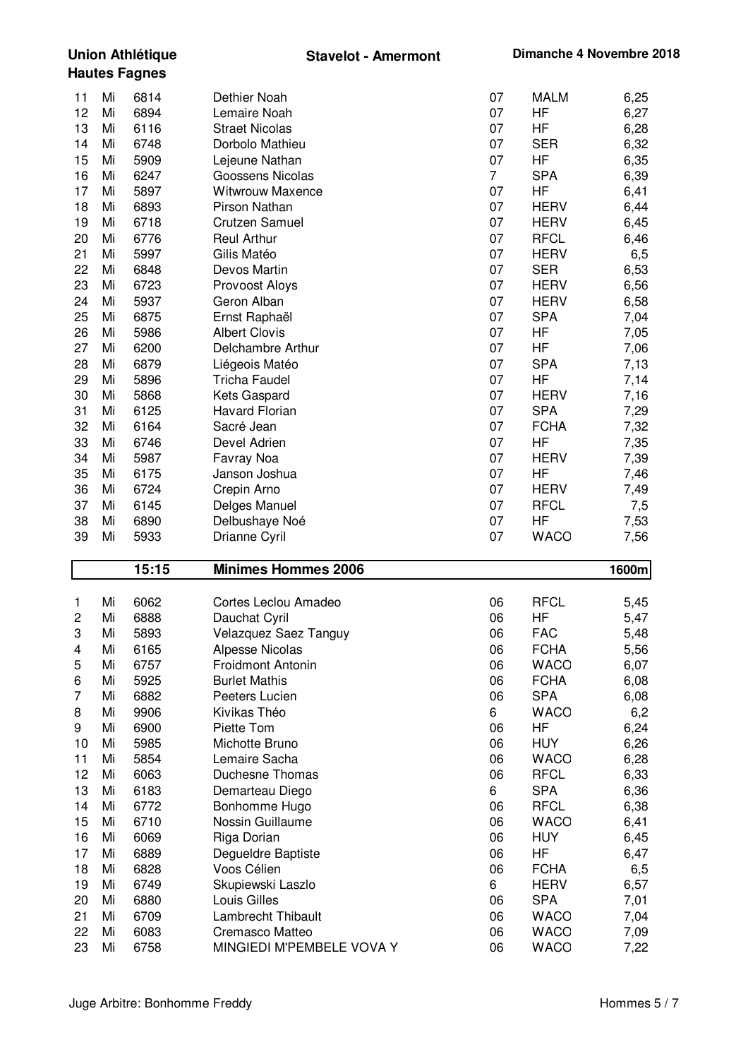| | | | | | | |
|---|---|---|---|---|---|---|
| 11 | Mi | 6814 | Dethier Noah | 07 | MALM | 6,25 |
| 12 | Mi | 6894 | Lemaire Noah | 07 | HF | 6,27 |
| 13 | Mi | 6116 | Straet Nicolas | 07 | HF | 6,28 |
| 14 | Mi | 6748 | Dorbolo Mathieu | 07 | SER | 6,32 |
| 15 | Mi | 5909 | Lejeune Nathan | 07 | HF | 6,35 |
| 16 | Mi | 6247 | Goossens Nicolas | 7 | SPA | 6,39 |
| 17 | Mi | 5897 | Witwrouw Maxence | 07 | HF | 6,41 |
| 18 | Mi | 6893 | Pirson Nathan | 07 | HERV | 6,44 |
| 19 | Mi | 6718 | Crutzen Samuel | 07 | HERV | 6,45 |
| 20 | Mi | 6776 | Reul Arthur | 07 | RFCL | 6,46 |
| 21 | Mi | 5997 | Gilis Matéo | 07 | HERV | 6,5 |
| 22 | Mi | 6848 | Devos Martin | 07 | SER | 6,53 |
| 23 | Mi | 6723 | Provoost Aloys | 07 | HERV | 6,56 |
| 24 | Mi | 5937 | Geron Alban | 07 | HERV | 6,58 |
| 25 | Mi | 6875 | Ernst Raphaël | 07 | SPA | 7,04 |
| 26 | Mi | 5986 | Albert Clovis | 07 | HF | 7,05 |
| 27 | Mi | 6200 | Delchambre Arthur | 07 | HF | 7,06 |
| 28 | Mi | 6879 | Liégeois Matéo | 07 | SPA | 7,13 |
| 29 | Mi | 5896 | Tricha Faudel | 07 | HF | 7,14 |
| 30 | Mi | 5868 | Kets Gaspard | 07 | HERV | 7,16 |
| 31 | Mi | 6125 | Havard Florian | 07 | SPA | 7,29 |
| 32 | Mi | 6164 | Sacré Jean | 07 | FCHA | 7,32 |
| 33 | Mi | 6746 | Devel Adrien | 07 | HF | 7,35 |
| 34 | Mi | 5987 | Favray Noa | 07 | HERV | 7,39 |
| 35 | Mi | 6175 | Janson Joshua | 07 | HF | 7,46 |
| 36 | Mi | 6724 | Crepin Arno | 07 | HERV | 7,49 |
| 37 | Mi | 6145 | Delges Manuel | 07 | RFCL | 7,5 |
| 38 | Mi | 6890 | Delbushaye Noé | 07 | HF | 7,53 |
| 39 | Mi | 5933 | Drianne Cyril | 07 | WACO | 7,56 |

## 15:15 Minimes Hommes 2006 — 1600m

| | | | | | | |
|---|---|---|---|---|---|---|
| 1 | Mi | 6062 | Cortes Leclou Amadeo | 06 | RFCL | 5,45 |
| 2 | Mi | 6888 | Dauchat Cyril | 06 | HF | 5,47 |
| 3 | Mi | 5893 | Velazquez Saez Tanguy | 06 | FAC | 5,48 |
| 4 | Mi | 6165 | Alpesse Nicolas | 06 | FCHA | 5,56 |
| 5 | Mi | 6757 | Froidmont Antonin | 06 | WACO | 6,07 |
| 6 | Mi | 5925 | Burlet Mathis | 06 | FCHA | 6,08 |
| 7 | Mi | 6882 | Peeters Lucien | 06 | SPA | 6,08 |
| 8 | Mi | 9906 | Kivikas Théo | 6 | WACO | 6,2 |
| 9 | Mi | 6900 | Piette Tom | 06 | HF | 6,24 |
| 10 | Mi | 5985 | Michotte Bruno | 06 | HUY | 6,26 |
| 11 | Mi | 5854 | Lemaire Sacha | 06 | WACO | 6,28 |
| 12 | Mi | 6063 | Duchesne Thomas | 06 | RFCL | 6,33 |
| 13 | Mi | 6183 | Demarteau Diego | 6 | SPA | 6,36 |
| 14 | Mi | 6772 | Bonhomme Hugo | 06 | RFCL | 6,38 |
| 15 | Mi | 6710 | Nossin Guillaume | 06 | WACO | 6,41 |
| 16 | Mi | 6069 | Riga Dorian | 06 | HUY | 6,45 |
| 17 | Mi | 6889 | Degueldre Baptiste | 06 | HF | 6,47 |
| 18 | Mi | 6828 | Voos Célien | 06 | FCHA | 6,5 |
| 19 | Mi | 6749 | Skupiewski Laszlo | 6 | HERV | 6,57 |
| 20 | Mi | 6880 | Louis Gilles | 06 | SPA | 7,01 |
| 21 | Mi | 6709 | Lambrecht Thibault | 06 | WACO | 7,04 |
| 22 | Mi | 6083 | Cremasco Matteo | 06 | WACO | 7,09 |
| 23 | Mi | 6758 | MINGIEDI M'PEMBELE VOVA Y | 06 | WACO | 7,22 |

Juge Arbitre: Bonhomme Freddy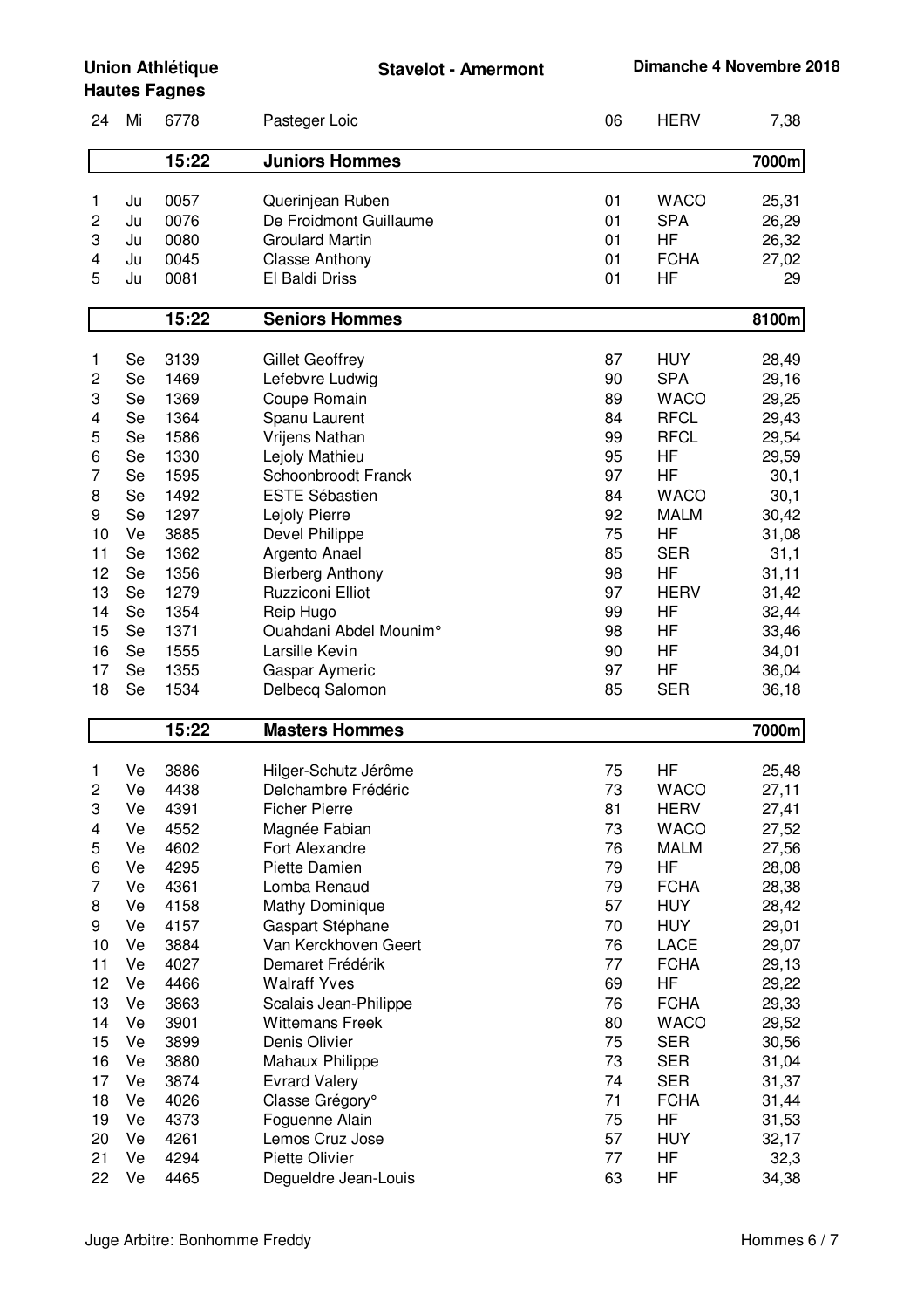**Union Athlétique Hautes Fagnes** — **Stavelot - Amermont** — **Dimanche 4 Novembre 2018**

| | | | | | | |
|---|---|---|---|---|---|---|
| 24 | Mi | 6778 | Pasteger Loic | 06 | HERV | 7,38 |

## 15:22 Juniors Hommes — 7000m

| | | | | | | |
|---|---|---|---|---|---|---|
| 1 | Ju | 0057 | Querinjean Ruben | 01 | WACO | 25,31 |
| 2 | Ju | 0076 | De Froidmont Guillaume | 01 | SPA | 26,29 |
| 3 | Ju | 0080 | Groulard Martin | 01 | HF | 26,32 |
| 4 | Ju | 0045 | Classe Anthony | 01 | FCHA | 27,02 |
| 5 | Ju | 0081 | El Baldi Driss | 01 | HF | 29 |

## 15:22 Seniors Hommes — 8100m

| | | | | | | |
|---|---|---|---|---|---|---|
| 1 | Se | 3139 | Gillet Geoffrey | 87 | HUY | 28,49 |
| 2 | Se | 1469 | Lefebvre Ludwig | 90 | SPA | 29,16 |
| 3 | Se | 1369 | Coupe Romain | 89 | WACO | 29,25 |
| 4 | Se | 1364 | Spanu Laurent | 84 | RFCL | 29,43 |
| 5 | Se | 1586 | Vrijens Nathan | 99 | RFCL | 29,54 |
| 6 | Se | 1330 | Lejoly Mathieu | 95 | HF | 29,59 |
| 7 | Se | 1595 | Schoonbroodt Franck | 97 | HF | 30,1 |
| 8 | Se | 1492 | ESTE Sébastien | 84 | WACO | 30,1 |
| 9 | Se | 1297 | Lejoly Pierre | 92 | MALM | 30,42 |
| 10 | Ve | 3885 | Devel Philippe | 75 | HF | 31,08 |
| 11 | Se | 1362 | Argento Anael | 85 | SER | 31,1 |
| 12 | Se | 1356 | Bierberg Anthony | 98 | HF | 31,11 |
| 13 | Se | 1279 | Ruzziconi Elliot | 97 | HERV | 31,42 |
| 14 | Se | 1354 | Reip Hugo | 99 | HF | 32,44 |
| 15 | Se | 1371 | Ouahdani Abdel Mounim° | 98 | HF | 33,46 |
| 16 | Se | 1555 | Larsille Kevin | 90 | HF | 34,01 |
| 17 | Se | 1355 | Gaspar Aymeric | 97 | HF | 36,04 |
| 18 | Se | 1534 | Delbecq Salomon | 85 | SER | 36,18 |

## 15:22 Masters Hommes — 7000m

| | | | | | | |
|---|---|---|---|---|---|---|
| 1 | Ve | 3886 | Hilger-Schutz Jérôme | 75 | HF | 25,48 |
| 2 | Ve | 4438 | Delchambre Frédéric | 73 | WACO | 27,11 |
| 3 | Ve | 4391 | Ficher Pierre | 81 | HERV | 27,41 |
| 4 | Ve | 4552 | Magnée Fabian | 73 | WACO | 27,52 |
| 5 | Ve | 4602 | Fort Alexandre | 76 | MALM | 27,56 |
| 6 | Ve | 4295 | Piette Damien | 79 | HF | 28,08 |
| 7 | Ve | 4361 | Lomba Renaud | 79 | FCHA | 28,38 |
| 8 | Ve | 4158 | Mathy Dominique | 57 | HUY | 28,42 |
| 9 | Ve | 4157 | Gaspart Stéphane | 70 | HUY | 29,01 |
| 10 | Ve | 3884 | Van Kerckhoven Geert | 76 | LACE | 29,07 |
| 11 | Ve | 4027 | Demaret Frédérik | 77 | FCHA | 29,13 |
| 12 | Ve | 4466 | Walraff Yves | 69 | HF | 29,22 |
| 13 | Ve | 3863 | Scalais Jean-Philippe | 76 | FCHA | 29,33 |
| 14 | Ve | 3901 | Wittemans Freek | 80 | WACO | 29,52 |
| 15 | Ve | 3899 | Denis Olivier | 75 | SER | 30,56 |
| 16 | Ve | 3880 | Mahaux Philippe | 73 | SER | 31,04 |
| 17 | Ve | 3874 | Evrard Valery | 74 | SER | 31,37 |
| 18 | Ve | 4026 | Classe Grégory° | 71 | FCHA | 31,44 |
| 19 | Ve | 4373 | Foguenne Alain | 75 | HF | 31,53 |
| 20 | Ve | 4261 | Lemos Cruz Jose | 57 | HUY | 32,17 |
| 21 | Ve | 4294 | Piette Olivier | 77 | HF | 32,3 |
| 22 | Ve | 4465 | Degueldre Jean-Louis | 63 | HF | 34,38 |

Juge Arbitre: Bonhomme Freddy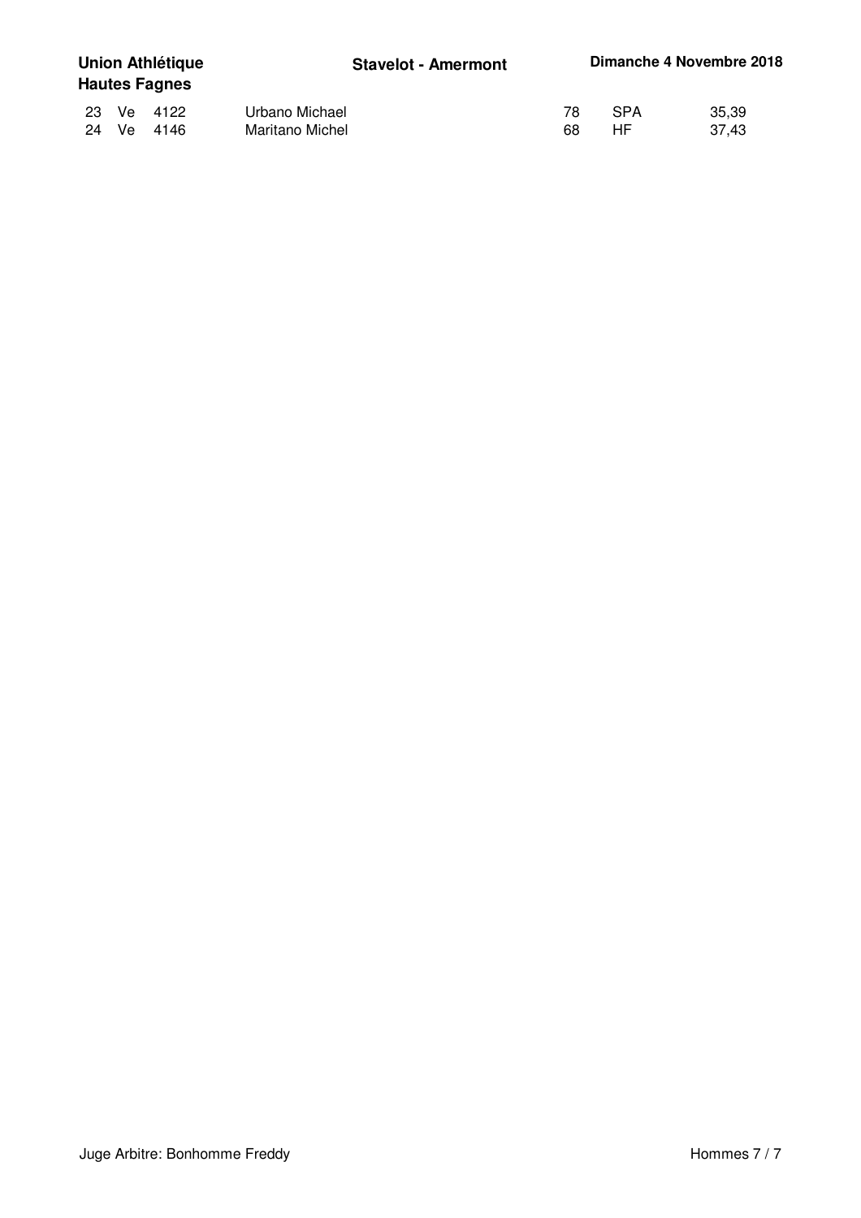| | | | | | | |
|---|---|---|---|---|---|---|
| 23 | Ve | 4122 | Urbano Michael | 78 | SPA | 35,39 |
| 24 | Ve | 4146 | Maritano Michel | 68 | HF | 37,43 |

Juge Arbitre: Bonhomme Freddy